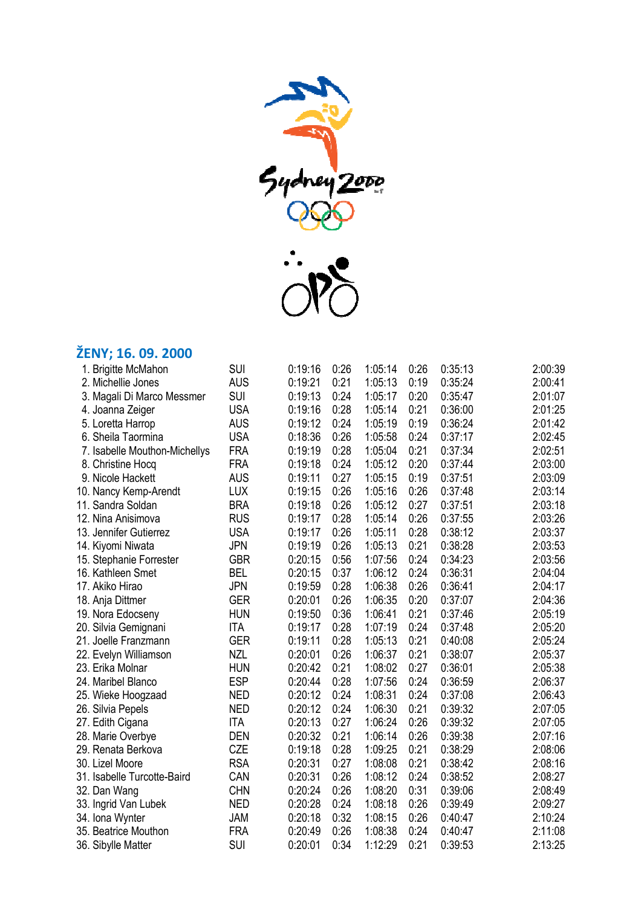## ŽENY; 16. 09. 2000

| | | | | | | | |
|---|---|---|---|---|---|---|---|
| 1. Brigitte McMahon | SUI | 0:19:16 | 0:26 | 1:05:14 | 0:26 | 0:35:13 | 2:00:39 |
| 2. Michellie Jones | AUS | 0:19:21 | 0:21 | 1:05:13 | 0:19 | 0:35:24 | 2:00:41 |
| 3. Magali Di Marco Messmer | SUI | 0:19:13 | 0:24 | 1:05:17 | 0:20 | 0:35:47 | 2:01:07 |
| 4. Joanna Zeiger | USA | 0:19:16 | 0:28 | 1:05:14 | 0:21 | 0:36:00 | 2:01:25 |
| 5. Loretta Harrop | AUS | 0:19:12 | 0:24 | 1:05:19 | 0:19 | 0:36:24 | 2:01:42 |
| 6. Sheila Taormina | USA | 0:18:36 | 0:26 | 1:05:58 | 0:24 | 0:37:17 | 2:02:45 |
| 7. Isabelle Mouthon-Michellys | FRA | 0:19:19 | 0:28 | 1:05:04 | 0:21 | 0:37:34 | 2:02:51 |
| 8. Christine Hocq | FRA | 0:19:18 | 0:24 | 1:05:12 | 0:20 | 0:37:44 | 2:03:00 |
| 9. Nicole Hackett | AUS | 0:19:11 | 0:27 | 1:05:15 | 0:19 | 0:37:51 | 2:03:09 |
| 10. Nancy Kemp-Arendt | LUX | 0:19:15 | 0:26 | 1:05:16 | 0:26 | 0:37:48 | 2:03:14 |
| 11. Sandra Soldan | BRA | 0:19:18 | 0:26 | 1:05:12 | 0:27 | 0:37:51 | 2:03:18 |
| 12. Nina Anisimova | RUS | 0:19:17 | 0:28 | 1:05:14 | 0:26 | 0:37:55 | 2:03:26 |
| 13. Jennifer Gutierrez | USA | 0:19:17 | 0:26 | 1:05:11 | 0:28 | 0:38:12 | 2:03:37 |
| 14. Kiyomi Niwata | JPN | 0:19:19 | 0:26 | 1:05:13 | 0:21 | 0:38:28 | 2:03:53 |
| 15. Stephanie Forrester | GBR | 0:20:15 | 0:56 | 1:07:56 | 0:24 | 0:34:23 | 2:03:56 |
| 16. Kathleen Smet | BEL | 0:20:15 | 0:37 | 1:06:12 | 0:24 | 0:36:31 | 2:04:04 |
| 17. Akiko Hirao | JPN | 0:19:59 | 0:28 | 1:06:38 | 0:26 | 0:36:41 | 2:04:17 |
| 18. Anja Dittmer | GER | 0:20:01 | 0:26 | 1:06:35 | 0:20 | 0:37:07 | 2:04:36 |
| 19. Nora Edocseny | HUN | 0:19:50 | 0:36 | 1:06:41 | 0:21 | 0:37:46 | 2:05:19 |
| 20. Silvia Gemignani | ITA | 0:19:17 | 0:28 | 1:07:19 | 0:24 | 0:37:48 | 2:05:20 |
| 21. Joelle Franzmann | GER | 0:19:11 | 0:28 | 1:05:13 | 0:21 | 0:40:08 | 2:05:24 |
| 22. Evelyn Williamson | NZL | 0:20:01 | 0:26 | 1:06:37 | 0:21 | 0:38:07 | 2:05:37 |
| 23. Erika Molnar | HUN | 0:20:42 | 0:21 | 1:08:02 | 0:27 | 0:36:01 | 2:05:38 |
| 24. Maribel Blanco | ESP | 0:20:44 | 0:28 | 1:07:56 | 0:24 | 0:36:59 | 2:06:37 |
| 25. Wieke Hoogzaad | NED | 0:20:12 | 0:24 | 1:08:31 | 0:24 | 0:37:08 | 2:06:43 |
| 26. Silvia Pepels | NED | 0:20:12 | 0:24 | 1:06:30 | 0:21 | 0:39:32 | 2:07:05 |
| 27. Edith Cigana | ITA | 0:20:13 | 0:27 | 1:06:24 | 0:26 | 0:39:32 | 2:07:05 |
| 28. Marie Overbye | DEN | 0:20:32 | 0:21 | 1:06:14 | 0:26 | 0:39:38 | 2:07:16 |
| 29. Renata Berkova | CZE | 0:19:18 | 0:28 | 1:09:25 | 0:21 | 0:38:29 | 2:08:06 |
| 30. Lizel Moore | RSA | 0:20:31 | 0:27 | 1:08:08 | 0:21 | 0:38:42 | 2:08:16 |
| 31. Isabelle Turcotte-Baird | CAN | 0:20:31 | 0:26 | 1:08:12 | 0:24 | 0:38:52 | 2:08:27 |
| 32. Dan Wang | CHN | 0:20:24 | 0:26 | 1:08:20 | 0:31 | 0:39:06 | 2:08:49 |
| 33. Ingrid Van Lubek | NED | 0:20:28 | 0:24 | 1:08:18 | 0:26 | 0:39:49 | 2:09:27 |
| 34. Iona Wynter | JAM | 0:20:18 | 0:32 | 1:08:15 | 0:26 | 0:40:47 | 2:10:24 |
| 35. Beatrice Mouthon | FRA | 0:20:49 | 0:26 | 1:08:38 | 0:24 | 0:40:47 | 2:11:08 |
| 36. Sibylle Matter | SUI | 0:20:01 | 0:34 | 1:12:29 | 0:21 | 0:39:53 | 2:13:25 |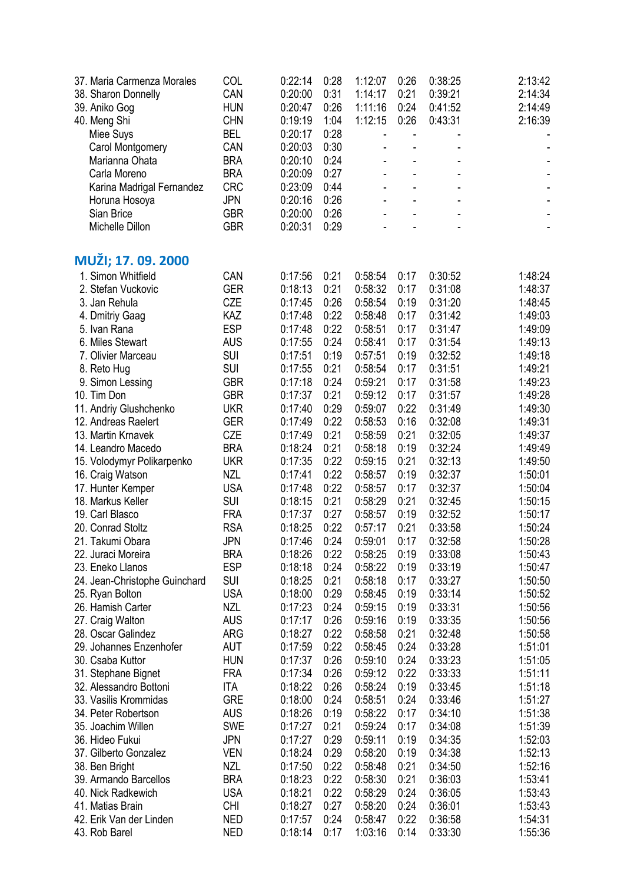| | | | | | | | |
|---|---|---|---|---|---|---|---|
| 37. Maria Carmenza Morales | COL | 0:22:14 | 0:28 | 1:12:07 | 0:26 | 0:38:25 | 2:13:42 |
| 38. Sharon Donnelly | CAN | 0:20:00 | 0:31 | 1:14:17 | 0:21 | 0:39:21 | 2:14:34 |
| 39. Aniko Gog | HUN | 0:20:47 | 0:26 | 1:11:16 | 0:24 | 0:41:52 | 2:14:49 |
| 40. Meng Shi | CHN | 0:19:19 | 1:04 | 1:12:15 | 0:26 | 0:43:31 | 2:16:39 |
| Miee Suys | BEL | 0:20:17 | 0:28 | - | - | - | - |
| Carol Montgomery | CAN | 0:20:03 | 0:30 | - | - | - | - |
| Marianna Ohata | BRA | 0:20:10 | 0:24 | - | - | - | - |
| Carla Moreno | BRA | 0:20:09 | 0:27 | - | - | - | - |
| Karina Madrigal Fernandez | CRC | 0:23:09 | 0:44 | - | - | - | - |
| Horuna Hosoya | JPN | 0:20:16 | 0:26 | - | - | - | - |
| Sian Brice | GBR | 0:20:00 | 0:26 | - | - | - | - |
| Michelle Dillon | GBR | 0:20:31 | 0:29 | - | - | - | - |

## MUŽI; 17. 09. 2000

| | | | | | | | |
|---|---|---|---|---|---|---|---|
| 1. Simon Whitfield | CAN | 0:17:56 | 0:21 | 0:58:54 | 0:17 | 0:30:52 | 1:48:24 |
| 2. Stefan Vuckovic | GER | 0:18:13 | 0:21 | 0:58:32 | 0:17 | 0:31:08 | 1:48:37 |
| 3. Jan Rehula | CZE | 0:17:45 | 0:26 | 0:58:54 | 0:19 | 0:31:20 | 1:48:45 |
| 4. Dmitriy Gaag | KAZ | 0:17:48 | 0:22 | 0:58:48 | 0:17 | 0:31:42 | 1:49:03 |
| 5. Ivan Rana | ESP | 0:17:48 | 0:22 | 0:58:51 | 0:17 | 0:31:47 | 1:49:09 |
| 6. Miles Stewart | AUS | 0:17:55 | 0:24 | 0:58:41 | 0:17 | 0:31:54 | 1:49:13 |
| 7. Olivier Marceau | SUI | 0:17:51 | 0:19 | 0:57:51 | 0:19 | 0:32:52 | 1:49:18 |
| 8. Reto Hug | SUI | 0:17:55 | 0:21 | 0:58:54 | 0:17 | 0:31:51 | 1:49:21 |
| 9. Simon Lessing | GBR | 0:17:18 | 0:24 | 0:59:21 | 0:17 | 0:31:58 | 1:49:23 |
| 10. Tim Don | GBR | 0:17:37 | 0:21 | 0:59:12 | 0:17 | 0:31:57 | 1:49:28 |
| 11. Andriy Glushchenko | UKR | 0:17:40 | 0:29 | 0:59:07 | 0:22 | 0:31:49 | 1:49:30 |
| 12. Andreas Raelert | GER | 0:17:49 | 0:22 | 0:58:53 | 0:16 | 0:32:08 | 1:49:31 |
| 13. Martin Krnavek | CZE | 0:17:49 | 0:21 | 0:58:59 | 0:21 | 0:32:05 | 1:49:37 |
| 14. Leandro Macedo | BRA | 0:18:24 | 0:21 | 0:58:18 | 0:19 | 0:32:24 | 1:49:49 |
| 15. Volodymyr Polikarpenko | UKR | 0:17:35 | 0:22 | 0:59:15 | 0:21 | 0:32:13 | 1:49:50 |
| 16. Craig Watson | NZL | 0:17:41 | 0:22 | 0:58:57 | 0:19 | 0:32:37 | 1:50:01 |
| 17. Hunter Kemper | USA | 0:17:48 | 0:22 | 0:58:57 | 0:17 | 0:32:37 | 1:50:04 |
| 18. Markus Keller | SUI | 0:18:15 | 0:21 | 0:58:29 | 0:21 | 0:32:45 | 1:50:15 |
| 19. Carl Blasco | FRA | 0:17:37 | 0:27 | 0:58:57 | 0:19 | 0:32:52 | 1:50:17 |
| 20. Conrad Stoltz | RSA | 0:18:25 | 0:22 | 0:57:17 | 0:21 | 0:33:58 | 1:50:24 |
| 21. Takumi Obara | JPN | 0:17:46 | 0:24 | 0:59:01 | 0:17 | 0:32:58 | 1:50:28 |
| 22. Juraci Moreira | BRA | 0:18:26 | 0:22 | 0:58:25 | 0:19 | 0:33:08 | 1:50:43 |
| 23. Eneko Llanos | ESP | 0:18:18 | 0:24 | 0:58:22 | 0:19 | 0:33:19 | 1:50:47 |
| 24. Jean-Christophe Guinchard | SUI | 0:18:25 | 0:21 | 0:58:18 | 0:17 | 0:33:27 | 1:50:50 |
| 25. Ryan Bolton | USA | 0:18:00 | 0:29 | 0:58:45 | 0:19 | 0:33:14 | 1:50:52 |
| 26. Hamish Carter | NZL | 0:17:23 | 0:24 | 0:59:15 | 0:19 | 0:33:31 | 1:50:56 |
| 27. Craig Walton | AUS | 0:17:17 | 0:26 | 0:59:16 | 0:19 | 0:33:35 | 1:50:56 |
| 28. Oscar Galindez | ARG | 0:18:27 | 0:22 | 0:58:58 | 0:21 | 0:32:48 | 1:50:58 |
| 29. Johannes Enzenhofer | AUT | 0:17:59 | 0:22 | 0:58:45 | 0:24 | 0:33:28 | 1:51:01 |
| 30. Csaba Kuttor | HUN | 0:17:37 | 0:26 | 0:59:10 | 0:24 | 0:33:23 | 1:51:05 |
| 31. Stephane Bignet | FRA | 0:17:34 | 0:26 | 0:59:12 | 0:22 | 0:33:33 | 1:51:11 |
| 32. Alessandro Bottoni | ITA | 0:18:22 | 0:26 | 0:58:24 | 0:19 | 0:33:45 | 1:51:18 |
| 33. Vasilis Krommidas | GRE | 0:18:00 | 0:24 | 0:58:51 | 0:24 | 0:33:46 | 1:51:27 |
| 34. Peter Robertson | AUS | 0:18:26 | 0:19 | 0:58:22 | 0:17 | 0:34:10 | 1:51:38 |
| 35. Joachim Willen | SWE | 0:17:27 | 0:21 | 0:59:24 | 0:17 | 0:34:08 | 1:51:39 |
| 36. Hideo Fukui | JPN | 0:17:27 | 0:29 | 0:59:11 | 0:19 | 0:34:35 | 1:52:03 |
| 37. Gilberto Gonzalez | VEN | 0:18:24 | 0:29 | 0:58:20 | 0:19 | 0:34:38 | 1:52:13 |
| 38. Ben Bright | NZL | 0:17:50 | 0:22 | 0:58:48 | 0:21 | 0:34:50 | 1:52:16 |
| 39. Armando Barcellos | BRA | 0:18:23 | 0:22 | 0:58:30 | 0:21 | 0:36:03 | 1:53:41 |
| 40. Nick Radkewich | USA | 0:18:21 | 0:22 | 0:58:29 | 0:24 | 0:36:05 | 1:53:43 |
| 41. Matias Brain | CHI | 0:18:27 | 0:27 | 0:58:20 | 0:24 | 0:36:01 | 1:53:43 |
| 42. Erik Van der Linden | NED | 0:17:57 | 0:24 | 0:58:47 | 0:22 | 0:36:58 | 1:54:31 |
| 43. Rob Barel | NED | 0:18:14 | 0:17 | 1:03:16 | 0:14 | 0:33:30 | 1:55:36 |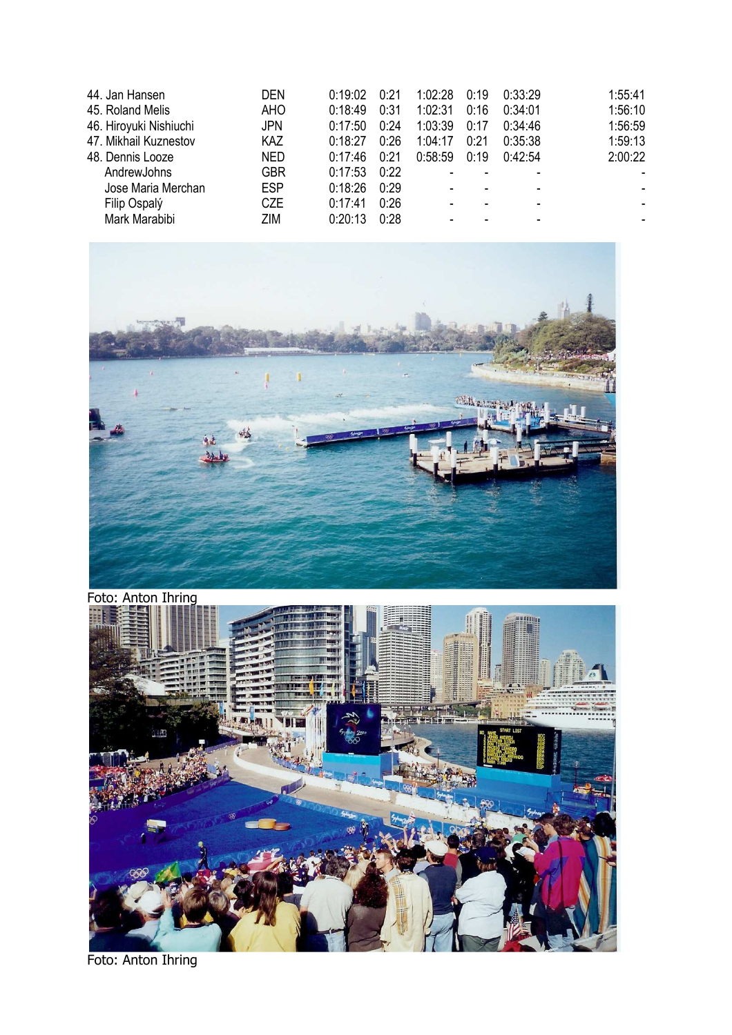| | | | | | | | |
|---|---|---|---|---|---|---|---|
| 44. Jan Hansen | DEN | 0:19:02 | 0:21 | 1:02:28 | 0:19 | 0:33:29 | 1:55:41 |
| 45. Roland Melis | AHO | 0:18:49 | 0:31 | 1:02:31 | 0:16 | 0:34:01 | 1:56:10 |
| 46. Hiroyuki Nishiuchi | JPN | 0:17:50 | 0:24 | 1:03:39 | 0:17 | 0:34:46 | 1:56:59 |
| 47. Mikhail Kuznestov | KAZ | 0:18:27 | 0:26 | 1:04:17 | 0:21 | 0:35:38 | 1:59:13 |
| 48. Dennis Looze | NED | 0:17:46 | 0:21 | 0:58:59 | 0:19 | 0:42:54 | 2:00:22 |
| AndrewJohns | GBR | 0:17:53 | 0:22 | - | - | - | - |
| Jose Maria Merchan | ESP | 0:18:26 | 0:29 | - | - | - | - |
| Filip Ospalý | CZE | 0:17:41 | 0:26 | - | - | - | - |
| Mark Marabibi | ZIM | 0:20:13 | 0:28 | - | - | - | - |

Foto: Anton Ihring

Foto: Anton Ihring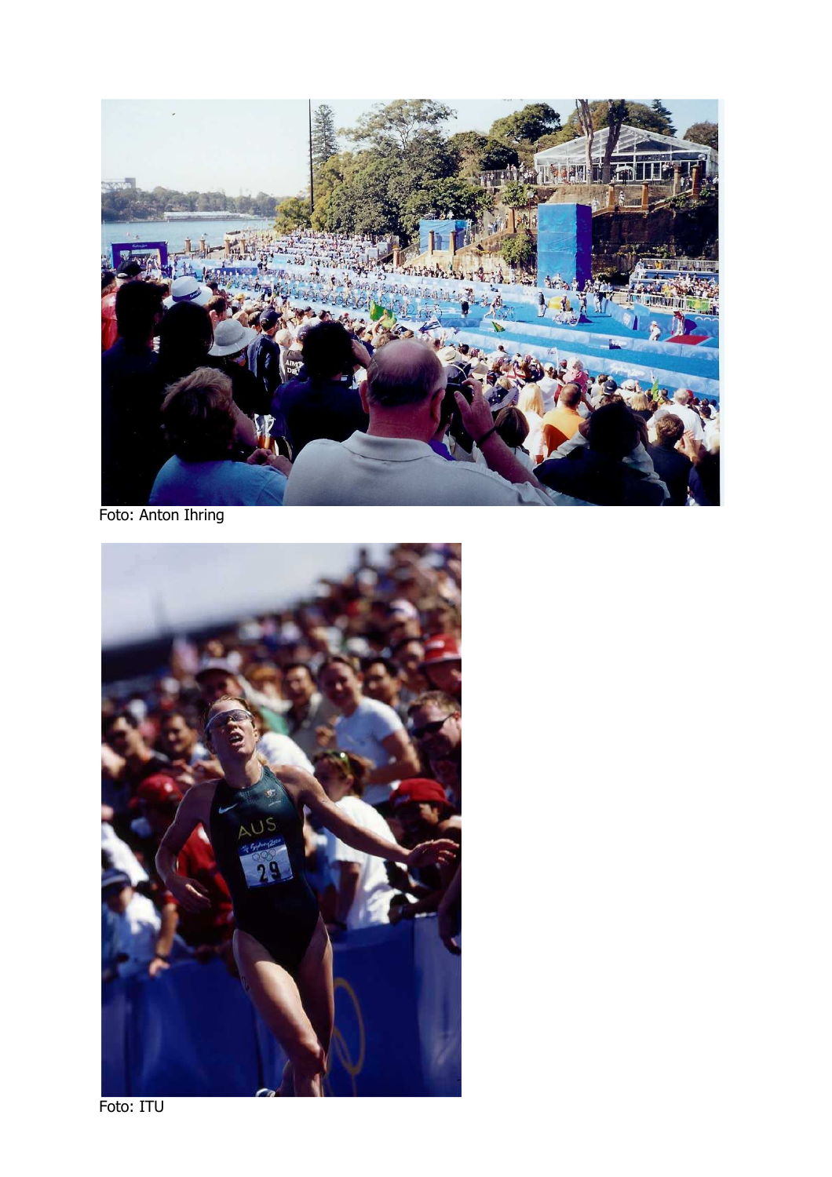Foto: Anton Ihring

Foto: ITU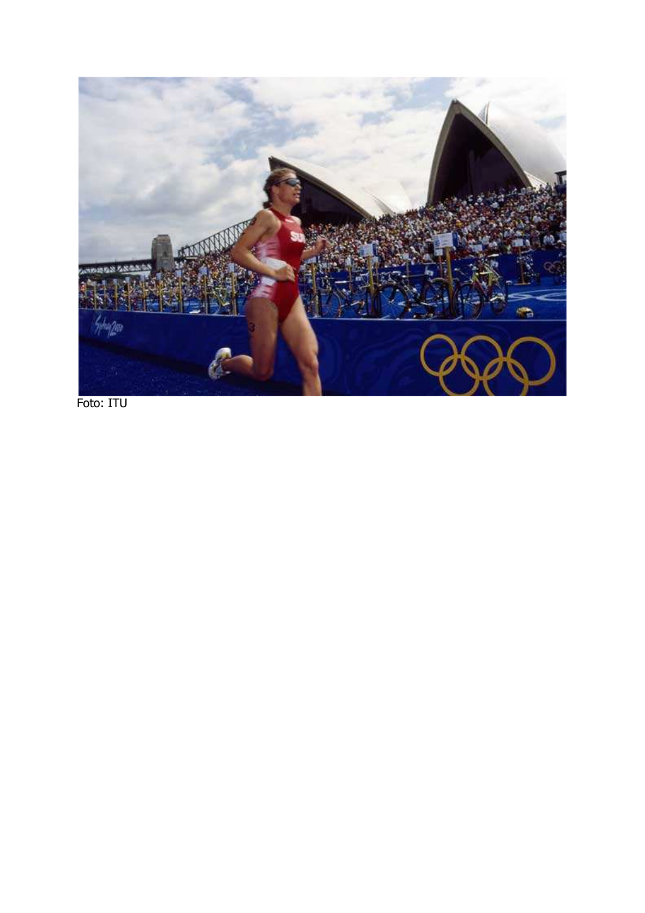Foto: ITU